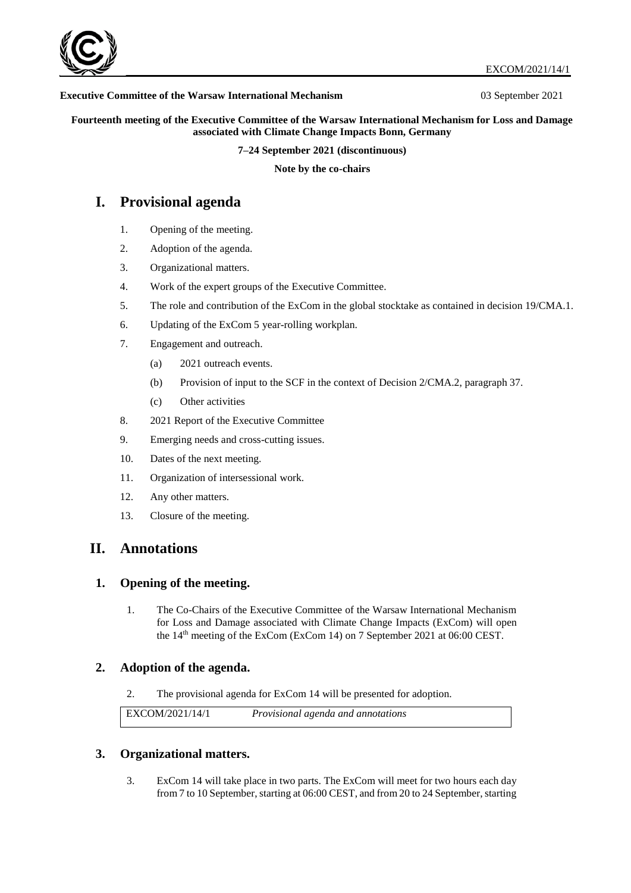EXCOM/2021/14/1

**Executive Committee of the Warsaw International Mechanism** 03 September 2021

**Fourteenth meeting of the Executive Committee of the Warsaw International Mechanism for Loss and Damage associated with Climate Change Impacts Bonn, Germany**

**7–24 September 2021 (discontinuous)**

**Note by the co-chairs**

# I. Provisional agenda

1. Opening of the meeting.
2. Adoption of the agenda.
3. Organizational matters.
4. Work of the expert groups of the Executive Committee.
5. The role and contribution of the ExCom in the global stocktake as contained in decision 19/CMA.1.
6. Updating of the ExCom 5 year-rolling workplan.
7. Engagement and outreach.
    - (a) 2021 outreach events.
    - (b) Provision of input to the SCF in the context of Decision 2/CMA.2, paragraph 37.
    - (c) Other activities
8. 2021 Report of the Executive Committee
9. Emerging needs and cross-cutting issues.
10. Dates of the next meeting.
11. Organization of intersessional work.
12. Any other matters.
13. Closure of the meeting.

# II. Annotations

## 1. Opening of the meeting.

1. The Co-Chairs of the Executive Committee of the Warsaw International Mechanism for Loss and Damage associated with Climate Change Impacts (ExCom) will open the 14th meeting of the ExCom (ExCom 14) on 7 September 2021 at 06:00 CEST.

## 2. Adoption of the agenda.

2. The provisional agenda for ExCom 14 will be presented for adoption.

| EXCOM/2021/14/1 | *Provisional agenda and annotations* |
|---|---|

## 3. Organizational matters.

3. ExCom 14 will take place in two parts. The ExCom will meet for two hours each day from 7 to 10 September, starting at 06:00 CEST, and from 20 to 24 September, starting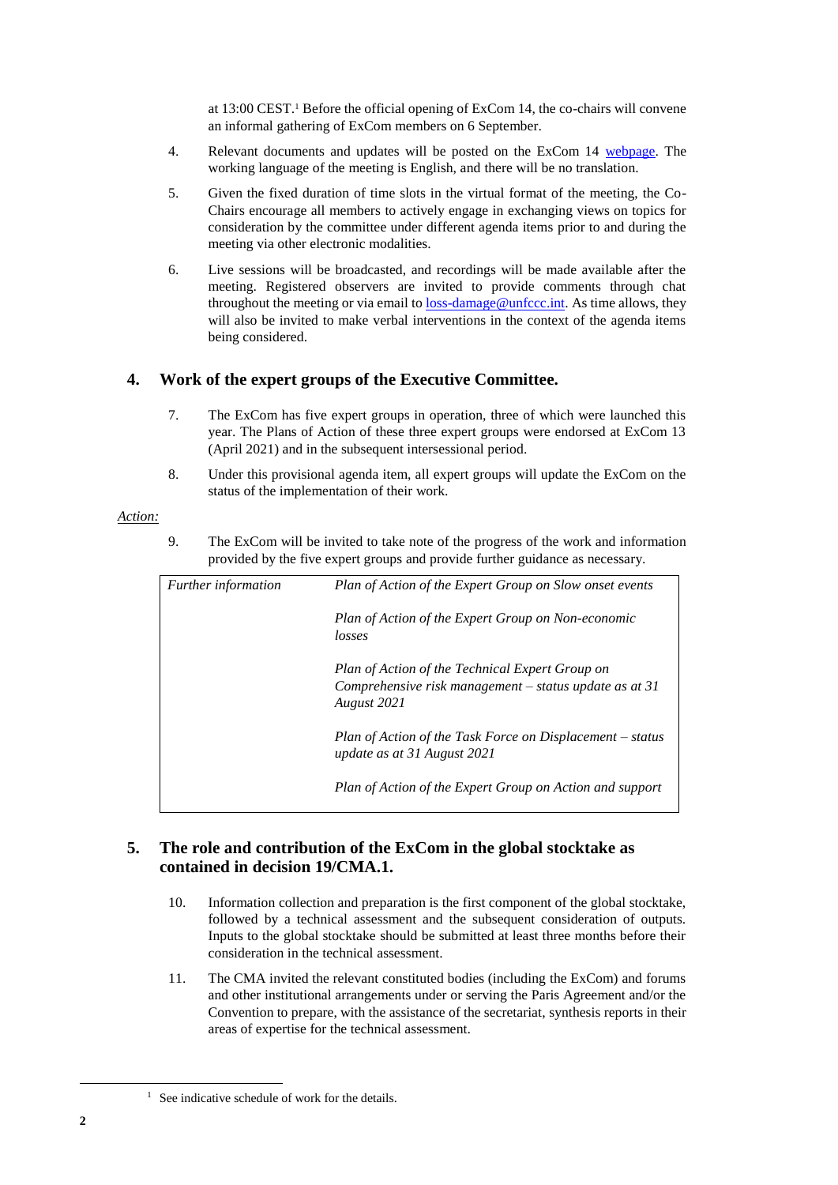at 13:00 CEST.[1] Before the official opening of ExCom 14, the co-chairs will convene an informal gathering of ExCom members on 6 September.

4. Relevant documents and updates will be posted on the ExCom 14 webpage. The working language of the meeting is English, and there will be no translation.

5. Given the fixed duration of time slots in the virtual format of the meeting, the Co-Chairs encourage all members to actively engage in exchanging views on topics for consideration by the committee under different agenda items prior to and during the meeting via other electronic modalities.

6. Live sessions will be broadcasted, and recordings will be made available after the meeting. Registered observers are invited to provide comments through chat throughout the meeting or via email to loss-damage@unfccc.int. As time allows, they will also be invited to make verbal interventions in the context of the agenda items being considered.

## 4. Work of the expert groups of the Executive Committee.

7. The ExCom has five expert groups in operation, three of which were launched this year. The Plans of Action of these three expert groups were endorsed at ExCom 13 (April 2021) and in the subsequent intersessional period.

8. Under this provisional agenda item, all expert groups will update the ExCom on the status of the implementation of their work.

*Action:*

9. The ExCom will be invited to take note of the progress of the work and information provided by the five expert groups and provide further guidance as necessary.

| *Further information* | *Plan of Action of the Expert Group on Slow onset events* |
|---|---|
| | *Plan of Action of the Expert Group on Non-economic losses* |
| | *Plan of Action of the Technical Expert Group on Comprehensive risk management – status update as at 31 August 2021* |
| | *Plan of Action of the Task Force on Displacement – status update as at 31 August 2021* |
| | *Plan of Action of the Expert Group on Action and support* |

## 5. The role and contribution of the ExCom in the global stocktake as contained in decision 19/CMA.1.

10. Information collection and preparation is the first component of the global stocktake, followed by a technical assessment and the subsequent consideration of outputs. Inputs to the global stocktake should be submitted at least three months before their consideration in the technical assessment.

11. The CMA invited the relevant constituted bodies (including the ExCom) and forums and other institutional arrangements under or serving the Paris Agreement and/or the Convention to prepare, with the assistance of the secretariat, synthesis reports in their areas of expertise for the technical assessment.

[1] See indicative schedule of work for the details.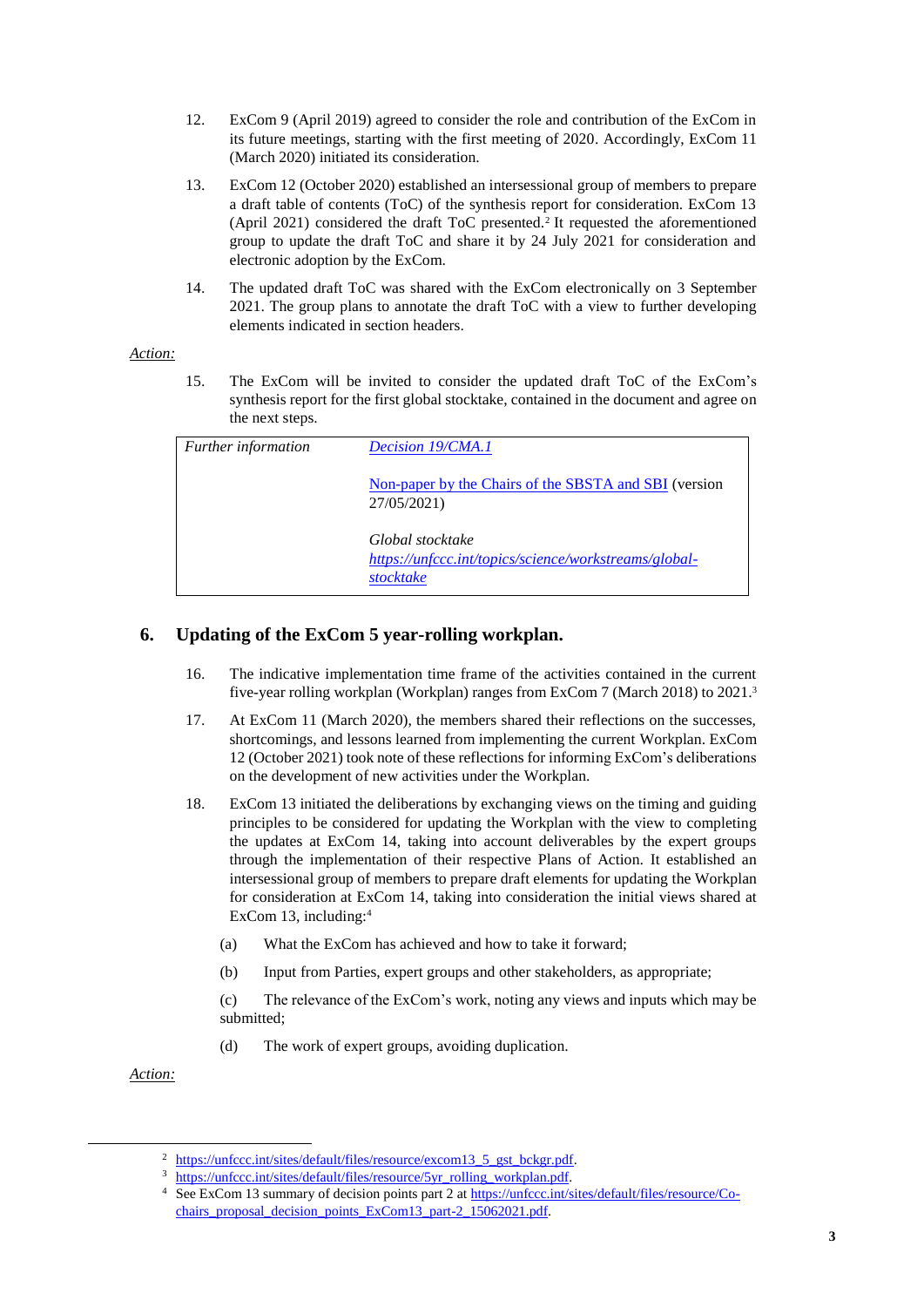12. ExCom 9 (April 2019) agreed to consider the role and contribution of the ExCom in its future meetings, starting with the first meeting of 2020. Accordingly, ExCom 11 (March 2020) initiated its consideration.

13. ExCom 12 (October 2020) established an intersessional group of members to prepare a draft table of contents (ToC) of the synthesis report for consideration. ExCom 13 (April 2021) considered the draft ToC presented.[2] It requested the aforementioned group to update the draft ToC and share it by 24 July 2021 for consideration and electronic adoption by the ExCom.

14. The updated draft ToC was shared with the ExCom electronically on 3 September 2021. The group plans to annotate the draft ToC with a view to further developing elements indicated in section headers.

*Action:*

15. The ExCom will be invited to consider the updated draft ToC of the ExCom's synthesis report for the first global stocktake, contained in the document and agree on the next steps.

| *Further information* | *Decision 19/CMA.1*<br><br>Non-paper by the Chairs of the SBSTA and SBI (version 27/05/2021)<br><br>*Global stocktake*<br>*https://unfccc.int/topics/science/workstreams/global-stocktake* |
|---|---|

## 6. Updating of the ExCom 5 year-rolling workplan.

16. The indicative implementation time frame of the activities contained in the current five-year rolling workplan (Workplan) ranges from ExCom 7 (March 2018) to 2021.[3]

17. At ExCom 11 (March 2020), the members shared their reflections on the successes, shortcomings, and lessons learned from implementing the current Workplan. ExCom 12 (October 2021) took note of these reflections for informing ExCom's deliberations on the development of new activities under the Workplan.

18. ExCom 13 initiated the deliberations by exchanging views on the timing and guiding principles to be considered for updating the Workplan with the view to completing the updates at ExCom 14, taking into account deliverables by the expert groups through the implementation of their respective Plans of Action. It established an intersessional group of members to prepare draft elements for updating the Workplan for consideration at ExCom 14, taking into consideration the initial views shared at ExCom 13, including:[4]

(a) What the ExCom has achieved and how to take it forward;

(b) Input from Parties, expert groups and other stakeholders, as appropriate;

(c) The relevance of the ExCom's work, noting any views and inputs which may be submitted;

(d) The work of expert groups, avoiding duplication.

*Action:*

---

[2] https://unfccc.int/sites/default/files/resource/excom13_5_gst_bckgr.pdf.

[3] https://unfccc.int/sites/default/files/resource/5yr_rolling_workplan.pdf.

[4] See ExCom 13 summary of decision points part 2 at https://unfccc.int/sites/default/files/resource/Co-chairs_proposal_decision_points_ExCom13_part-2_15062021.pdf.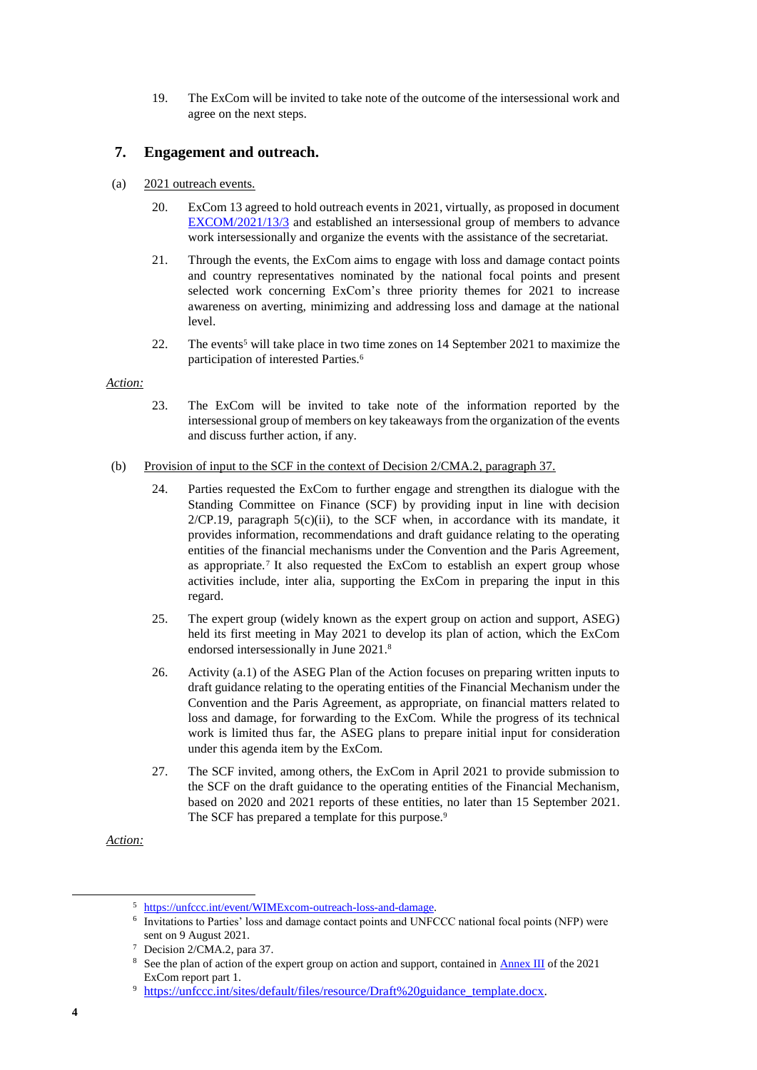19. The ExCom will be invited to take note of the outcome of the intersessional work and agree on the next steps.

## 7. Engagement and outreach.

(a) 2021 outreach events.

20. ExCom 13 agreed to hold outreach events in 2021, virtually, as proposed in document EXCOM/2021/13/3 and established an intersessional group of members to advance work intersessionally and organize the events with the assistance of the secretariat.

21. Through the events, the ExCom aims to engage with loss and damage contact points and country representatives nominated by the national focal points and present selected work concerning ExCom's three priority themes for 2021 to increase awareness on averting, minimizing and addressing loss and damage at the national level.

22. The events[5] will take place in two time zones on 14 September 2021 to maximize the participation of interested Parties.[6]

*Action:*

23. The ExCom will be invited to take note of the information reported by the intersessional group of members on key takeaways from the organization of the events and discuss further action, if any.

(b) Provision of input to the SCF in the context of Decision 2/CMA.2, paragraph 37.

24. Parties requested the ExCom to further engage and strengthen its dialogue with the Standing Committee on Finance (SCF) by providing input in line with decision 2/CP.19, paragraph 5(c)(ii), to the SCF when, in accordance with its mandate, it provides information, recommendations and draft guidance relating to the operating entities of the financial mechanisms under the Convention and the Paris Agreement, as appropriate.[7] It also requested the ExCom to establish an expert group whose activities include, inter alia, supporting the ExCom in preparing the input in this regard.

25. The expert group (widely known as the expert group on action and support, ASEG) held its first meeting in May 2021 to develop its plan of action, which the ExCom endorsed intersessionally in June 2021.[8]

26. Activity (a.1) of the ASEG Plan of the Action focuses on preparing written inputs to draft guidance relating to the operating entities of the Financial Mechanism under the Convention and the Paris Agreement, as appropriate, on financial matters related to loss and damage, for forwarding to the ExCom. While the progress of its technical work is limited thus far, the ASEG plans to prepare initial input for consideration under this agenda item by the ExCom.

27. The SCF invited, among others, the ExCom in April 2021 to provide submission to the SCF on the draft guidance to the operating entities of the Financial Mechanism, based on 2020 and 2021 reports of these entities, no later than 15 September 2021. The SCF has prepared a template for this purpose.[9]

*Action:*

---

[5] https://unfccc.int/event/WIMExcom-outreach-loss-and-damage.

[6] Invitations to Parties' loss and damage contact points and UNFCCC national focal points (NFP) were sent on 9 August 2021.

[7] Decision 2/CMA.2, para 37.

[8] See the plan of action of the expert group on action and support, contained in Annex III of the 2021 ExCom report part 1.

[9] https://unfccc.int/sites/default/files/resource/Draft%20guidance_template.docx.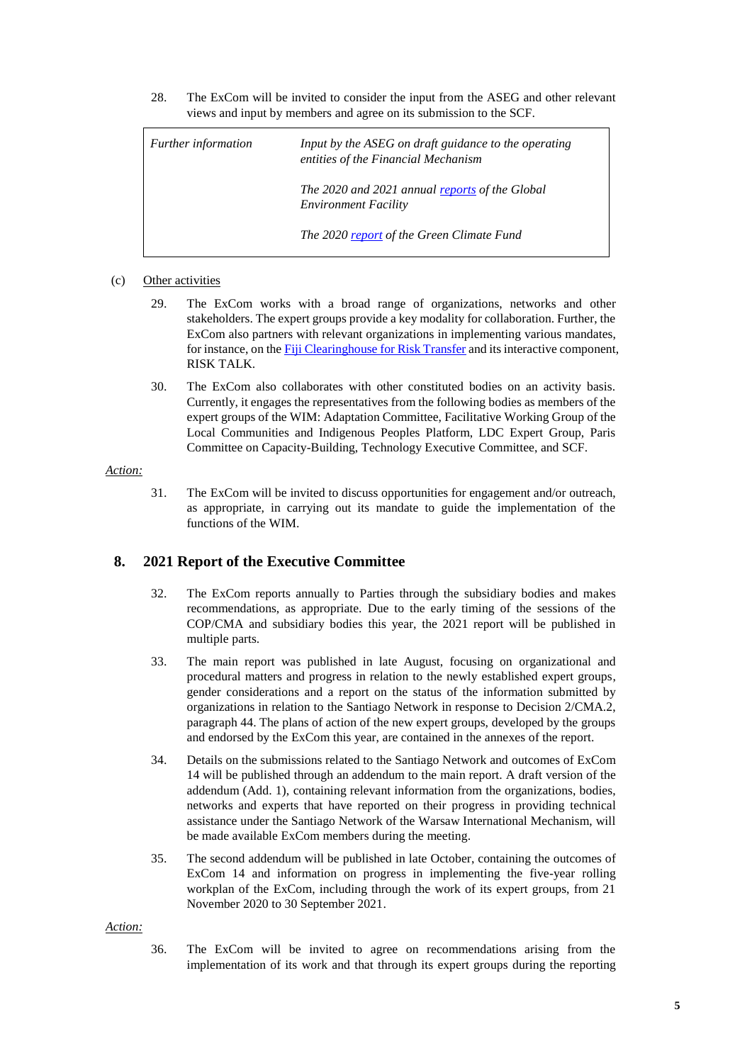28. The ExCom will be invited to consider the input from the ASEG and other relevant views and input by members and agree on its submission to the SCF.

| *Further information* | *Input by the ASEG on draft guidance to the operating entities of the Financial Mechanism* |
|---|---|
| | *The 2020 and 2021 annual reports of the Global Environment Facility* |
| | *The 2020 report of the Green Climate Fund* |

(c) Other activities

29. The ExCom works with a broad range of organizations, networks and other stakeholders. The expert groups provide a key modality for collaboration. Further, the ExCom also partners with relevant organizations in implementing various mandates, for instance, on the Fiji Clearinghouse for Risk Transfer and its interactive component, RISK TALK.

30. The ExCom also collaborates with other constituted bodies on an activity basis. Currently, it engages the representatives from the following bodies as members of the expert groups of the WIM: Adaptation Committee, Facilitative Working Group of the Local Communities and Indigenous Peoples Platform, LDC Expert Group, Paris Committee on Capacity-Building, Technology Executive Committee, and SCF.

*Action:*

31. The ExCom will be invited to discuss opportunities for engagement and/or outreach, as appropriate, in carrying out its mandate to guide the implementation of the functions of the WIM.

## 8. 2021 Report of the Executive Committee

32. The ExCom reports annually to Parties through the subsidiary bodies and makes recommendations, as appropriate. Due to the early timing of the sessions of the COP/CMA and subsidiary bodies this year, the 2021 report will be published in multiple parts.

33. The main report was published in late August, focusing on organizational and procedural matters and progress in relation to the newly established expert groups, gender considerations and a report on the status of the information submitted by organizations in relation to the Santiago Network in response to Decision 2/CMA.2, paragraph 44. The plans of action of the new expert groups, developed by the groups and endorsed by the ExCom this year, are contained in the annexes of the report.

34. Details on the submissions related to the Santiago Network and outcomes of ExCom 14 will be published through an addendum to the main report. A draft version of the addendum (Add. 1), containing relevant information from the organizations, bodies, networks and experts that have reported on their progress in providing technical assistance under the Santiago Network of the Warsaw International Mechanism, will be made available ExCom members during the meeting.

35. The second addendum will be published in late October, containing the outcomes of ExCom 14 and information on progress in implementing the five-year rolling workplan of the ExCom, including through the work of its expert groups, from 21 November 2020 to 30 September 2021.

*Action:*

36. The ExCom will be invited to agree on recommendations arising from the implementation of its work and that through its expert groups during the reporting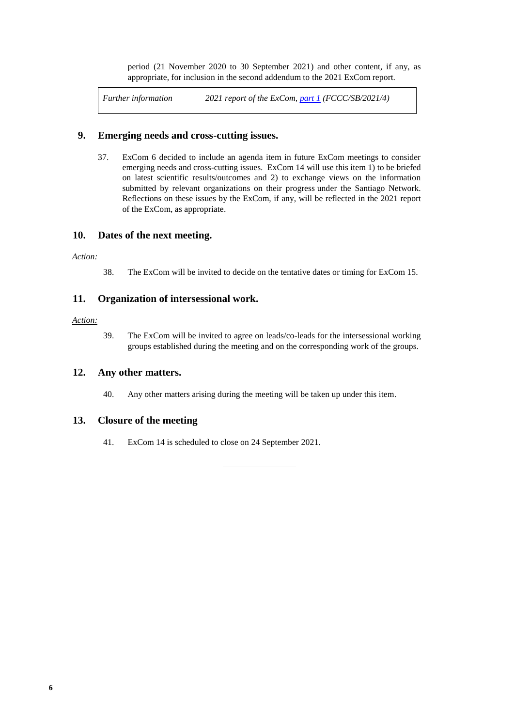period (21 November 2020 to 30 September 2021) and other content, if any, as appropriate, for inclusion in the second addendum to the 2021 ExCom report.

| | |
|---|---|
| *Further information* | *2021 report of the ExCom, part 1 (FCCC/SB/2021/4)* |

## 9. Emerging needs and cross-cutting issues.

37. ExCom 6 decided to include an agenda item in future ExCom meetings to consider emerging needs and cross-cutting issues. ExCom 14 will use this item 1) to be briefed on latest scientific results/outcomes and 2) to exchange views on the information submitted by relevant organizations on their progress under the Santiago Network. Reflections on these issues by the ExCom, if any, will be reflected in the 2021 report of the ExCom, as appropriate.

## 10. Dates of the next meeting.

*Action:*

38. The ExCom will be invited to decide on the tentative dates or timing for ExCom 15.

## 11. Organization of intersessional work.

*Action:*

39. The ExCom will be invited to agree on leads/co-leads for the intersessional working groups established during the meeting and on the corresponding work of the groups.

## 12. Any other matters.

40. Any other matters arising during the meeting will be taken up under this item.

## 13. Closure of the meeting

41. ExCom 14 is scheduled to close on 24 September 2021.